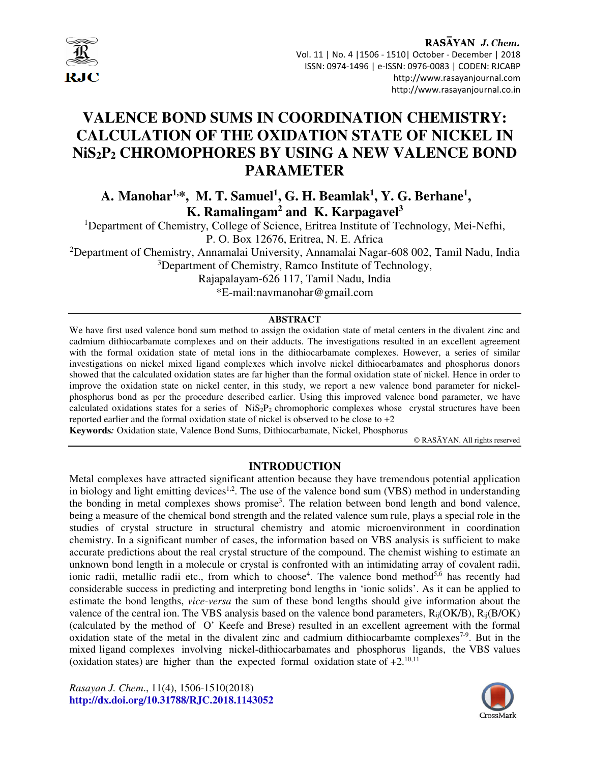# VALENCE BOND SUMS IN COORDINATION CHEMISTRY: CALCULATION OF THE OXIDATION STATE OF NICKEL IN $NiS_2P_2$ CHROMOPHORES BY USING A NEW VALENCE BOND PARAMETER

**A. Manohar[1,*], M. T. Samuel[1], G. H. Beamlak[1], Y. G. Berhane[1], K. Ramalingam[2] and K. Karpagavel[3]**

[1]Department of Chemistry, College of Science, Eritrea Institute of Technology, Mei-Nefhi, P. O. Box 12676, Eritrea, N. E. Africa

[2]Department of Chemistry, Annamalai University, Annamalai Nagar-608 002, Tamil Nadu, India

[3]Department of Chemistry, Ramco Institute of Technology, Rajapalayam-626 117, Tamil Nadu, India

*E-mail:navmanohar@gmail.com

## ABSTRACT

We have first used valence bond sum method to assign the oxidation state of metal centers in the divalent zinc and cadmium dithiocarbamate complexes and on their adducts. The investigations resulted in an excellent agreement with the formal oxidation state of metal ions in the dithiocarbamate complexes. However, a series of similar investigations on nickel mixed ligand complexes which involve nickel dithiocarbamates and phosphorus donors showed that the calculated oxidation states are far higher than the formal oxidation state of nickel. Hence in order to improve the oxidation state on nickel center, in this study, we report a new valence bond parameter for nickel-phosphorus bond as per the procedure described earlier. Using this improved valence bond parameter, we have calculated oxidations states for a series of $NiS_2P_2$ chromophoric complexes whose crystal structures have been reported earlier and the formal oxidation state of nickel is observed to be close to +2

**Keywords:** Oxidation state, Valence Bond Sums, Dithiocarbamate, Nickel, Phosphorus

© RASĀYAN. All rights reserved

## INTRODUCTION

Metal complexes have attracted significant attention because they have tremendous potential application in biology and light emitting devices[1,2]. The use of the valence bond sum (VBS) method in understanding the bonding in metal complexes shows promise[3]. The relation between bond length and bond valence, being a measure of the chemical bond strength and the related valence sum rule, plays a special role in the studies of crystal structure in structural chemistry and atomic microenvironment in coordination chemistry. In a significant number of cases, the information based on VBS analysis is sufficient to make accurate predictions about the real crystal structure of the compound. The chemist wishing to estimate an unknown bond length in a molecule or crystal is confronted with an intimidating array of covalent radii, ionic radii, metallic radii etc., from which to choose[4]. The valence bond method[5,6] has recently had considerable success in predicting and interpreting bond lengths in 'ionic solids'. As it can be applied to estimate the bond lengths, *vice-versa* the sum of these bond lengths should give information about the valence of the central ion. The VBS analysis based on the valence bond parameters, $R_{ij}$(OK/B), $R_{ij}$(B/OK) (calculated by the method of O' Keefe and Brese) resulted in an excellent agreement with the formal oxidation state of the metal in the divalent zinc and cadmium dithiocarbamte complexes[7-9]. But in the mixed ligand complexes involving nickel-dithiocarbamates and phosphorus ligands, the VBS values (oxidation states) are higher than the expected formal oxidation state of +2.[10,11]

*Rasayan J. Chem.*, 11(4), 1506-1510(2018)

http://dx.doi.org/10.31788/RJC.2018.1143052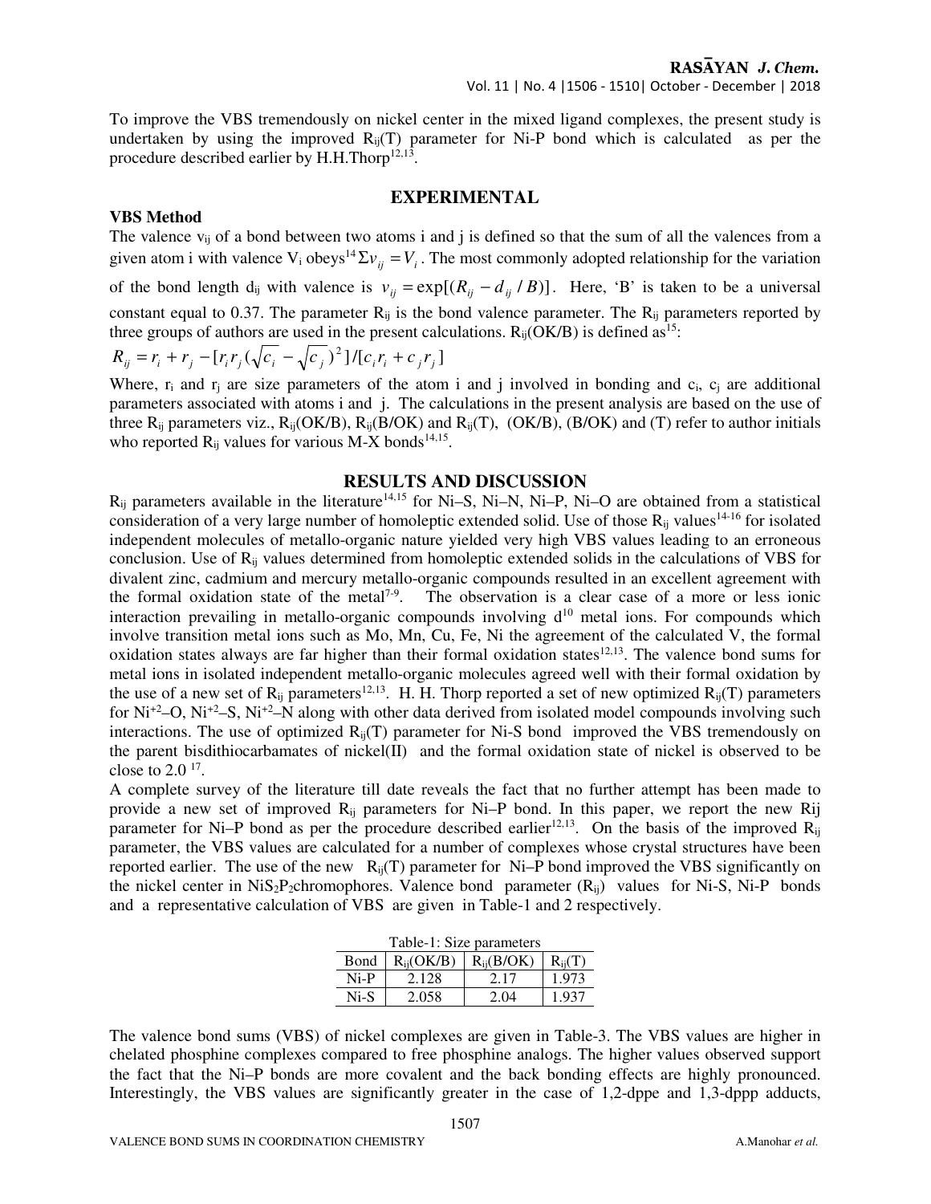To improve the VBS tremendously on nickel center in the mixed ligand complexes, the present study is undertaken by using the improved $R_{ij}(T)$ parameter for Ni-P bond which is calculated as per the procedure described earlier by H.H.Thorp[12,13].

## EXPERIMENTAL

### VBS Method

The valence $v_{ij}$ of a bond between two atoms i and j is defined so that the sum of all the valences from a given atom i with valence $V_i$ obeys[14] $\Sigma v_{ij} = V_i$. The most commonly adopted relationship for the variation of the bond length $d_{ij}$ with valence is $v_{ij} = \exp[(R_{ij} - d_{ij} / B)]$. Here, 'B' is taken to be a universal constant equal to 0.37. The parameter $R_{ij}$ is the bond valence parameter. The $R_{ij}$ parameters reported by three groups of authors are used in the present calculations. $R_{ij}$(OK/B) is defined as[15]:

$$R_{ij} = r_i + r_j - [r_i r_j (\sqrt{c_i} - \sqrt{c_j})^2] / [c_i r_i + c_j r_j]$$

Where, $r_i$ and $r_j$ are size parameters of the atom i and j involved in bonding and $c_i$, $c_j$ are additional parameters associated with atoms i and j. The calculations in the present analysis are based on the use of three $R_{ij}$ parameters viz., $R_{ij}$(OK/B), $R_{ij}$(B/OK) and $R_{ij}$(T), (OK/B), (B/OK) and (T) refer to author initials who reported $R_{ij}$ values for various M-X bonds[14,15].

## RESULTS AND DISCUSSION

$R_{ij}$ parameters available in the literature[14,15] for Ni–S, Ni–N, Ni–P, Ni–O are obtained from a statistical consideration of a very large number of homoleptic extended solid. Use of those $R_{ij}$ values[14-16] for isolated independent molecules of metallo-organic nature yielded very high VBS values leading to an erroneous conclusion. Use of $R_{ij}$ values determined from homoleptic extended solids in the calculations of VBS for divalent zinc, cadmium and mercury metallo-organic compounds resulted in an excellent agreement with the formal oxidation state of the metal[7-9]. The observation is a clear case of a more or less ionic interaction prevailing in metallo-organic compounds involving $d^{10}$ metal ions. For compounds which involve transition metal ions such as Mo, Mn, Cu, Fe, Ni the agreement of the calculated V, the formal oxidation states always are far higher than their formal oxidation states[12,13]. The valence bond sums for metal ions in isolated independent metallo-organic molecules agreed well with their formal oxidation by the use of a new set of $R_{ij}$ parameters[12,13]. H. H. Thorp reported a set of new optimized $R_{ij}(T)$ parameters for $Ni^{+2}$–O, $Ni^{+2}$–S, $Ni^{+2}$–N along with other data derived from isolated model compounds involving such interactions. The use of optimized $R_{ij}(T)$ parameter for Ni-S bond improved the VBS tremendously on the parent bisdithiocarbamates of nickel(II) and the formal oxidation state of nickel is observed to be close to 2.0 [17].

A complete survey of the literature till date reveals the fact that no further attempt has been made to provide a new set of improved $R_{ij}$ parameters for Ni–P bond. In this paper, we report the new Rij parameter for Ni–P bond as per the procedure described earlier[12,13]. On the basis of the improved $R_{ij}$ parameter, the VBS values are calculated for a number of complexes whose crystal structures have been reported earlier. The use of the new $R_{ij}(T)$ parameter for Ni–P bond improved the VBS significantly on the nickel center in $NiS_2P_2$chromophores. Valence bond parameter ($R_{ij}$) values for Ni-S, Ni-P bonds and a representative calculation of VBS are given in Table-1 and 2 respectively.

Table-1: Size parameters

| Bond | $R_{ij}$(OK/B) | $R_{ij}$(B/OK) | $R_{ij}$(T) |
|---|---|---|---|
| Ni-P | 2.128 | 2.17 | 1.973 |
| Ni-S | 2.058 | 2.04 | 1.937 |

The valence bond sums (VBS) of nickel complexes are given in Table-3. The VBS values are higher in chelated phosphine complexes compared to free phosphine analogs. The higher values observed support the fact that the Ni–P bonds are more covalent and the back bonding effects are highly pronounced. Interestingly, the VBS values are significantly greater in the case of 1,2-dppe and 1,3-dppp adducts,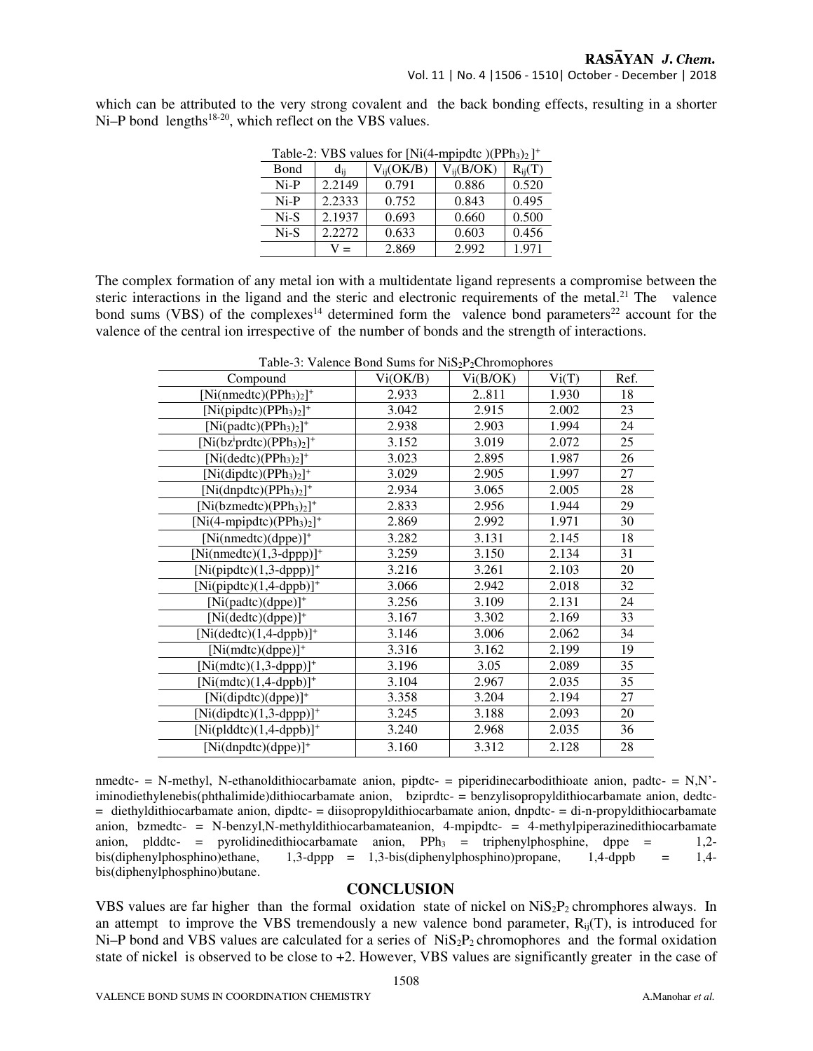which can be attributed to the very strong covalent and the back bonding effects, resulting in a shorter Ni–P bond lengths[18-20], which reflect on the VBS values.

Table-2: VBS values for $[Ni(4\text{-mpipdtc})(PPh_3)_2]^+$

| Bond | $d_{ij}$ | $V_{ij}$(OK/B) | $V_{ij}$(B/OK) | $R_{ij}$(T) |
|---|---|---|---|---|
| Ni-P | 2.2149 | 0.791 | 0.886 | 0.520 |
| Ni-P | 2.2333 | 0.752 | 0.843 | 0.495 |
| Ni-S | 2.1937 | 0.693 | 0.660 | 0.500 |
| Ni-S | 2.2272 | 0.633 | 0.603 | 0.456 |
| | V = | 2.869 | 2.992 | 1.971 |

The complex formation of any metal ion with a multidentate ligand represents a compromise between the steric interactions in the ligand and the steric and electronic requirements of the metal.[21] The valence bond sums (VBS) of the complexes[14] determined form the valence bond parameters[22] account for the valence of the central ion irrespective of the number of bonds and the strength of interactions.

Table-3: Valence Bond Sums for $NiS_2P_2$Chromophores

| Compound | Vi(OK/B) | Vi(B/OK) | Vi(T) | Ref. |
|---|---|---|---|---|
| $[Ni(nmedtc)(PPh_3)_2]^+$ | 2.933 | 2..811 | 1.930 | 18 |
| $[Ni(pipdtc)(PPh_3)_2]^+$ | 3.042 | 2.915 | 2.002 | 23 |
| $[Ni(padtc)(PPh_3)_2]^+$ | 2.938 | 2.903 | 1.994 | 24 |
| $[Ni(bz^iprdtc)(PPh_3)_2]^+$ | 3.152 | 3.019 | 2.072 | 25 |
| $[Ni(dedtc)(PPh_3)_2]^+$ | 3.023 | 2.895 | 1.987 | 26 |
| $[Ni(dipdtc)(PPh_3)_2]^+$ | 3.029 | 2.905 | 1.997 | 27 |
| $[Ni(dnpdtc)(PPh_3)_2]^+$ | 2.934 | 3.065 | 2.005 | 28 |
| $[Ni(bzmedtc)(PPh_3)_2]^+$ | 2.833 | 2.956 | 1.944 | 29 |
| $[Ni(4\text{-mpipdtc})(PPh_3)_2]^+$ | 2.869 | 2.992 | 1.971 | 30 |
| $[Ni(nmedtc)(dppe)]^+$ | 3.282 | 3.131 | 2.145 | 18 |
| $[Ni(nmedtc)(1,3\text{-dppp})]^+$ | 3.259 | 3.150 | 2.134 | 31 |
| $[Ni(pipdtc)(1,3\text{-dppp})]^+$ | 3.216 | 3.261 | 2.103 | 20 |
| $[Ni(pipdtc)(1,4\text{-dppb})]^+$ | 3.066 | 2.942 | 2.018 | 32 |
| $[Ni(padtc)(dppe)]^+$ | 3.256 | 3.109 | 2.131 | 24 |
| $[Ni(dedtc)(dppe)]^+$ | 3.167 | 3.302 | 2.169 | 33 |
| $[Ni(dedtc)(1,4\text{-dppb})]^+$ | 3.146 | 3.006 | 2.062 | 34 |
| $[Ni(mdtc)(dppe)]^+$ | 3.316 | 3.162 | 2.199 | 19 |
| $[Ni(mdtc)(1,3\text{-dppp})]^+$ | 3.196 | 3.05 | 2.089 | 35 |
| $[Ni(mdtc)(1,4\text{-dppb})]^+$ | 3.104 | 2.967 | 2.035 | 35 |
| $[Ni(dipdtc)(dppe)]^+$ | 3.358 | 3.204 | 2.194 | 27 |
| $[Ni(dipdtc)(1,3\text{-dppp})]^+$ | 3.245 | 3.188 | 2.093 | 20 |
| $[Ni(plddtc)(1,4\text{-dppb})]^+$ | 3.240 | 2.968 | 2.035 | 36 |
| $[Ni(dnpdtc)(dppe)]^+$ | 3.160 | 3.312 | 2.128 | 28 |

nmedtc- = N-methyl, N-ethanoldithiocarbamate anion, pipdtc- = piperidinecarbodithioate anion, padtc- = N,N'-iminodiethylenebis(phthalimide)dithiocarbamate anion, bziprdtc- = benzylisopropyldithiocarbamate anion, dedtc- = diethyldithiocarbamate anion, dipdtc- = diisopropyldithiocarbamate anion, dnpdtc- = di-n-propyldithiocarbamate anion, bzmedtc- = N-benzyl,N-methyldithiocarbamateanion, 4-mpipdtc- = 4-methylpiperazinedithiocarbamate anion, plddtc- = pyrolidinedithiocarbamate anion, $PPh_3$ = triphenylphosphine, dppe = 1,2-bis(diphenylphosphino)ethane, 1,3-dppp = 1,3-bis(diphenylphosphino)propane, 1,4-dppb = 1,4-bis(diphenylphosphino)butane.

## CONCLUSION

VBS values are far higher than the formal oxidation state of nickel on $NiS_2P_2$ chromphores always. In an attempt to improve the VBS tremendously a new valence bond parameter, $R_{ij}(T)$, is introduced for Ni–P bond and VBS values are calculated for a series of $NiS_2P_2$ chromophores and the formal oxidation state of nickel is observed to be close to +2. However, VBS values are significantly greater in the case of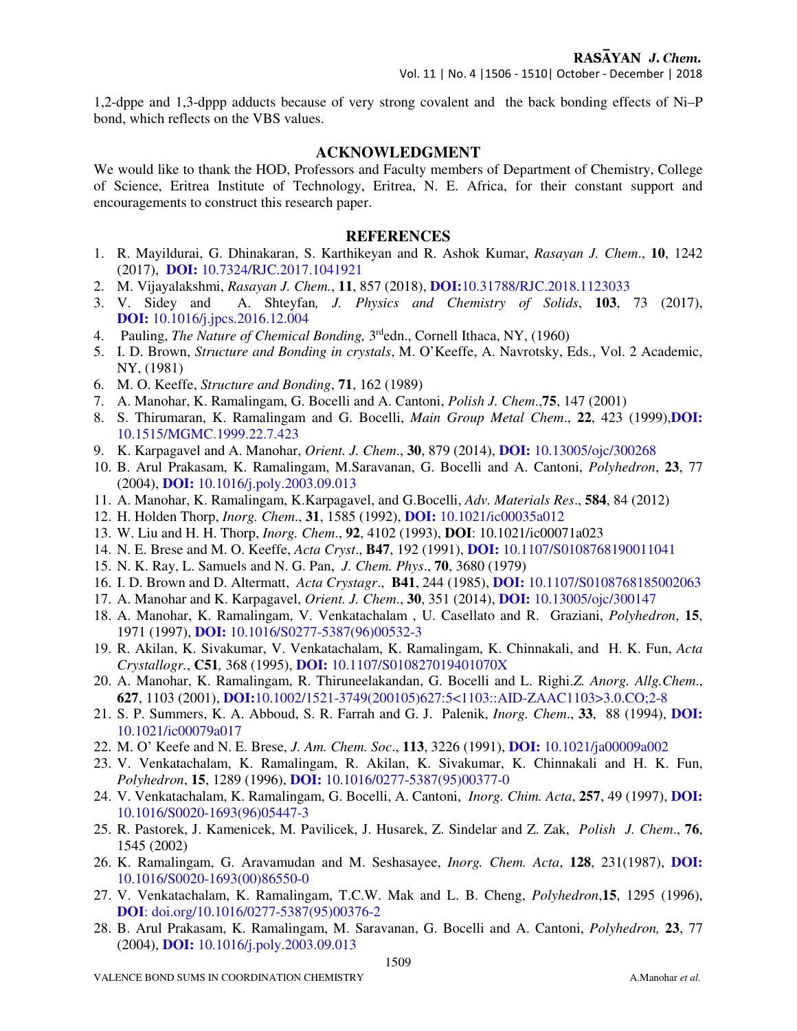1,2-dppe and 1,3-dppp adducts because of very strong covalent and the back bonding effects of Ni–P bond, which reflects on the VBS values.

## ACKNOWLEDGMENT

We would like to thank the HOD, Professors and Faculty members of Department of Chemistry, College of Science, Eritrea Institute of Technology, Eritrea, N. E. Africa, for their constant support and encouragements to construct this research paper.

## REFERENCES

1. R. Mayildurai, G. Dhinakaran, S. Karthikeyan and R. Ashok Kumar, *Rasayan J. Chem*., **10**, 1242 (2017), **DOI:** 10.7324/RJC.2017.1041921
2. M. Vijayalakshmi, *Rasayan J. Chem.*, **11**, 857 (2018), **DOI:**10.31788/RJC.2018.1123033
3. V. Sidey and A. Shteyfan*, J. Physics and Chemistry of Solids*, **103**, 73 (2017), **DOI:** 10.1016/j.jpcs.2016.12.004
4. Pauling, *The Nature of Chemical Bonding,* 3rdedn., Cornell Ithaca, NY, (1960)
5. I. D. Brown, *Structure and Bonding in crystals*, M. O'Keeffe, A. Navrotsky, Eds., Vol. 2 Academic, NY, (1981)
6. M. O. Keeffe, *Structure and Bonding*, **71**, 162 (1989)
7. A. Manohar, K. Ramalingam, G. Bocelli and A. Cantoni, *Polish J. Chem*.,**75**, 147 (2001)
8. S. Thirumaran, K. Ramalingam and G. Bocelli, *Main Group Metal Chem*., **22**, 423 (1999),**DOI:** 10.1515/MGMC.1999.22.7.423
9. K. Karpagavel and A. Manohar, *Orient. J. Chem*., **30**, 879 (2014), **DOI:** 10.13005/ojc/300268
10. B. Arul Prakasam, K. Ramalingam, M.Saravanan, G. Bocelli and A. Cantoni, *Polyhedron*, **23**, 77 (2004), **DOI:** 10.1016/j.poly.2003.09.013
11. A. Manohar, K. Ramalingam, K.Karpagavel, and G.Bocelli, *Adv. Materials Res*., **584**, 84 (2012)
12. H. Holden Thorp, *Inorg. Chem*., **31**, 1585 (1992), **DOI:** 10.1021/ic00035a012
13. W. Liu and H. H. Thorp, *Inorg. Chem*., **92**, 4102 (1993), **DOI**: 10.1021/ic00071a023
14. N. E. Brese and M. O. Keeffe, *Acta Cryst*., **B47**, 192 (1991), **DOI:** 10.1107/S0108768190011041
15. N. K. Ray, L. Samuels and N. G. Pan, *J. Chem. Phys*., **70**, 3680 (1979)
16. I. D. Brown and D. Altermatt, *Acta Crystagr*., **B41**, 244 (1985), **DOI:** 10.1107/S0108768185002063
17. A. Manohar and K. Karpagavel, *Orient. J. Chem*., **30**, 351 (2014), **DOI:** 10.13005/ojc/300147
18. A. Manohar, K. Ramalingam, V. Venkatachalam , U. Casellato and R. Graziani, *Polyhedron*, **15**, 1971 (1997), **DOI:** 10.1016/S0277-5387(96)00532-3
19. R. Akilan, K. Sivakumar, V. Venkatachalam, K. Ramalingam, K. Chinnakali, and H. K. Fun, *Acta Crystallogr.*, **C51***,* 368 (1995), **DOI:** 10.1107/S010827019401070X
20. A. Manohar, K. Ramalingam, R. Thiruneelakandan, G. Bocelli and L. Righi.*Z. Anorg. Allg.Chem*., **627**, 1103 (2001), **DOI:**10.1002/1521-3749(200105)627:5<1103::AID-ZAAC1103>3.0.CO;2-8
21. S. P. Summers, K. A. Abboud, S. R. Farrah and G. J. Palenik, *Inorg. Chem*., **33**, 88 (1994), **DOI:** 10.1021/ic00079a017
22. M. O' Keefe and N. E. Brese, *J. Am. Chem. Soc*., **113**, 3226 (1991), **DOI:** 10.1021/ja00009a002
23. V. Venkatachalam, K. Ramalingam, R. Akilan, K. Sivakumar, K. Chinnakali and H. K. Fun, *Polyhedron*, **15**, 1289 (1996), **DOI:** 10.1016/0277-5387(95)00377-0
24. V. Venkatachalam, K. Ramalingam, G. Bocelli, A. Cantoni, *Inorg. Chim. Acta*, **257**, 49 (1997), **DOI:** 10.1016/S0020-1693(96)05447-3
25. R. Pastorek, J. Kamenicek, M. Pavilicek, J. Husarek, Z. Sindelar and Z. Zak, *Polish J. Chem*., **76**, 1545 (2002)
26. K. Ramalingam, G. Aravamudan and M. Seshasayee, *Inorg. Chem. Acta*, **128**, 231(1987), **DOI:** 10.1016/S0020-1693(00)86550-0
27. V. Venkatachalam, K. Ramalingam, T.C.W. Mak and L. B. Cheng, *Polyhedron*,**15**, 1295 (1996), **DOI**: doi.org/10.1016/0277-5387(95)00376-2
28. B. Arul Prakasam, K. Ramalingam, M. Saravanan, G. Bocelli and A. Cantoni, *Polyhedron,* **23**, 77 (2004), **DOI:** 10.1016/j.poly.2003.09.013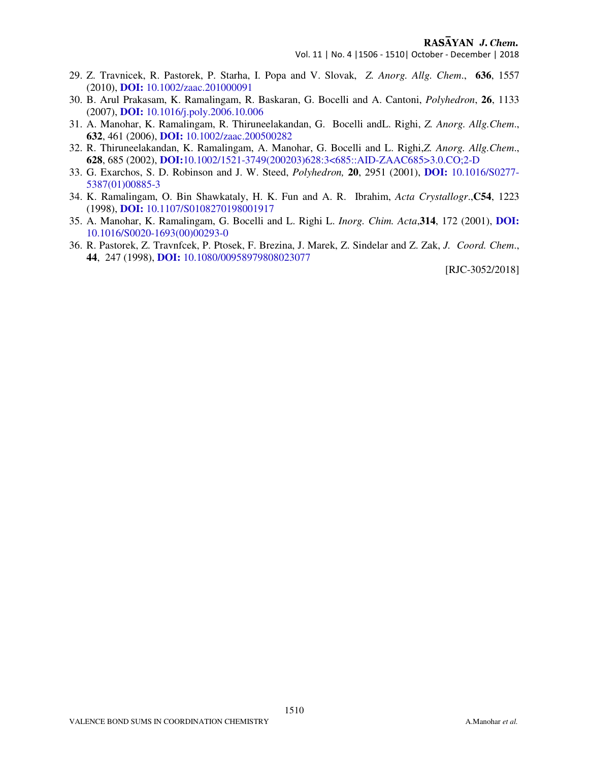29. Z. Travnicek, R. Pastorek, P. Starha, I. Popa and V. Slovak, *Z. Anorg. Allg. Chem.*, **636**, 1557 (2010), **DOI:** 10.1002/zaac.201000091
30. B. Arul Prakasam, K. Ramalingam, R. Baskaran, G. Bocelli and A. Cantoni, *Polyhedron*, **26**, 1133 (2007), **DOI:** 10.1016/j.poly.2006.10.006
31. A. Manohar, K. Ramalingam, R. Thiruneelakandan, G. Bocelli andL. Righi, *Z. Anorg. Allg.Chem.*, **632**, 461 (2006), **DOI:** 10.1002/zaac.200500282
32. R. Thiruneelakandan, K. Ramalingam, A. Manohar, G. Bocelli and L. Righi,*Z. Anorg. Allg.Chem.*, **628**, 685 (2002), **DOI:**10.1002/1521-3749(200203)628:3<685::AID-ZAAC685>3.0.CO;2-D
33. G. Exarchos, S. D. Robinson and J. W. Steed, *Polyhedron,* **20**, 2951 (2001), **DOI:** 10.1016/S0277-5387(01)00885-3
34. K. Ramalingam, O. Bin Shawkataly, H. K. Fun and A. R. Ibrahim, *Acta Crystallogr.*,**C54**, 1223 (1998), **DOI:** 10.1107/S0108270198001917
35. A. Manohar, K. Ramalingam, G. Bocelli and L. Righi L. *Inorg. Chim. Acta*,**314**, 172 (2001), **DOI:** 10.1016/S0020-1693(00)00293-0
36. R. Pastorek, Z. Travnfcek, P. Ptosek, F. Brezina, J. Marek, Z. Sindelar and Z. Zak, *J. Coord. Chem.*, **44**, 247 (1998), **DOI:** 10.1080/00958979808023077

[RJC-3052/2018]